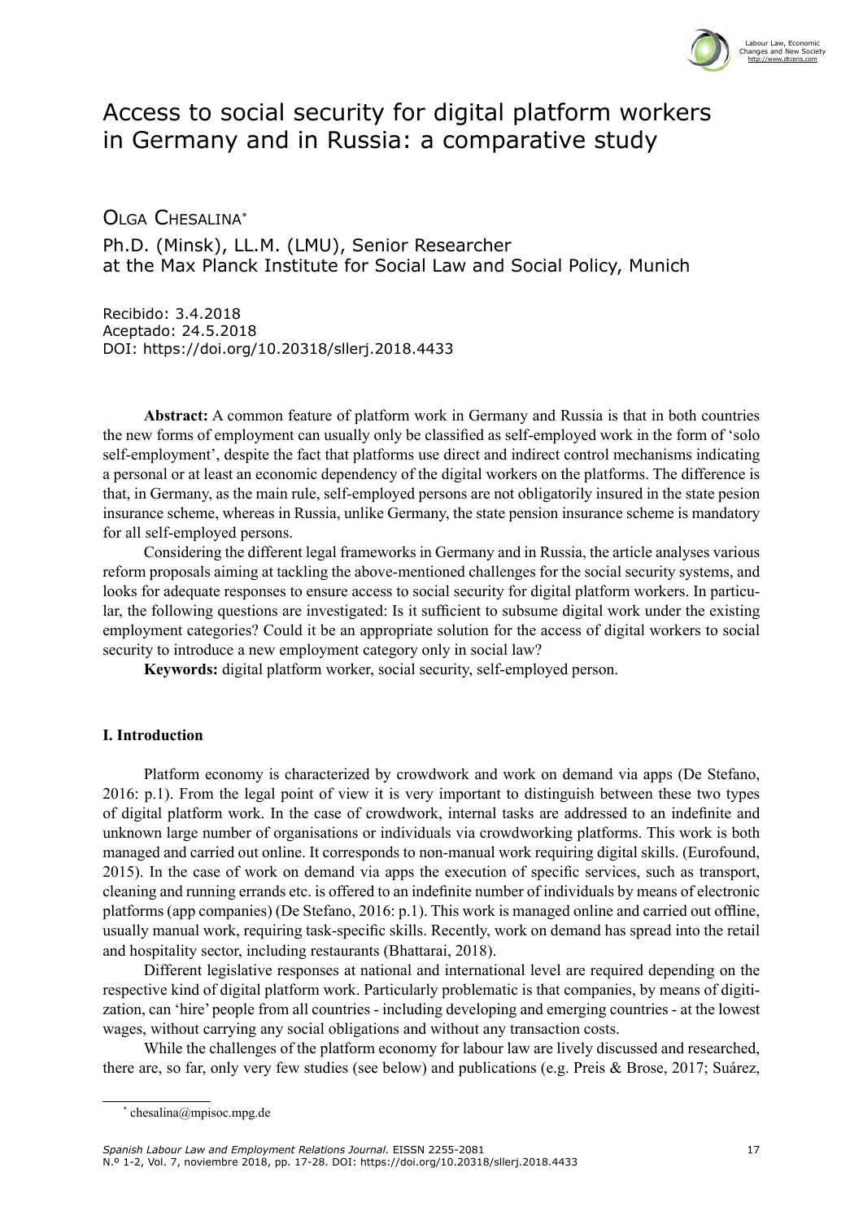# Access to social security for digital platform workers in Germany and in Russia: a comparative study

Olga Chesalina*

Ph.D. (Minsk), LL.M. (LMU), Senior Researcher at the Max Planck Institute for Social Law and Social Policy, Munich

Recibido: 3.4.2018
Aceptado: 24.5.2018
DOI: https://doi.org/10.20318/sllerj.2018.4433

**Abstract:** A common feature of platform work in Germany and Russia is that in both countries the new forms of employment can usually only be classified as self-employed work in the form of 'solo self-employment', despite the fact that platforms use direct and indirect control mechanisms indicating a personal or at least an economic dependency of the digital workers on the platforms. The difference is that, in Germany, as the main rule, self-employed persons are not obligatorily insured in the state pesion insurance scheme, whereas in Russia, unlike Germany, the state pension insurance scheme is mandatory for all self-employed persons.

Considering the different legal frameworks in Germany and in Russia, the article analyses various reform proposals aiming at tackling the above-mentioned challenges for the social security systems, and looks for adequate responses to ensure access to social security for digital platform workers. In particular, the following questions are investigated: Is it sufficient to subsume digital work under the existing employment categories? Could it be an appropriate solution for the access of digital workers to social security to introduce a new employment category only in social law?

**Keywords:** digital platform worker, social security, self-employed person.

## I. Introduction

Platform economy is characterized by crowdwork and work on demand via apps (De Stefano, 2016: p.1). From the legal point of view it is very important to distinguish between these two types of digital platform work. In the case of crowdwork, internal tasks are addressed to an indefinite and unknown large number of organisations or individuals via crowdworking platforms. This work is both managed and carried out online. It corresponds to non-manual work requiring digital skills. (Eurofound, 2015). In the case of work on demand via apps the execution of specific services, such as transport, cleaning and running errands etc. is offered to an indefinite number of individuals by means of electronic platforms (app companies) (De Stefano, 2016: p.1). This work is managed online and carried out offline, usually manual work, requiring task-specific skills. Recently, work on demand has spread into the retail and hospitality sector, including restaurants (Bhattarai, 2018).

Different legislative responses at national and international level are required depending on the respective kind of digital platform work. Particularly problematic is that companies, by means of digitization, can 'hire' people from all countries - including developing and emerging countries - at the lowest wages, without carrying any social obligations and without any transaction costs.

While the challenges of the platform economy for labour law are lively discussed and researched, there are, so far, only very few studies (see below) and publications (e.g. Preis & Brose, 2017; Suárez,

* chesalina@mpisoc.mpg.de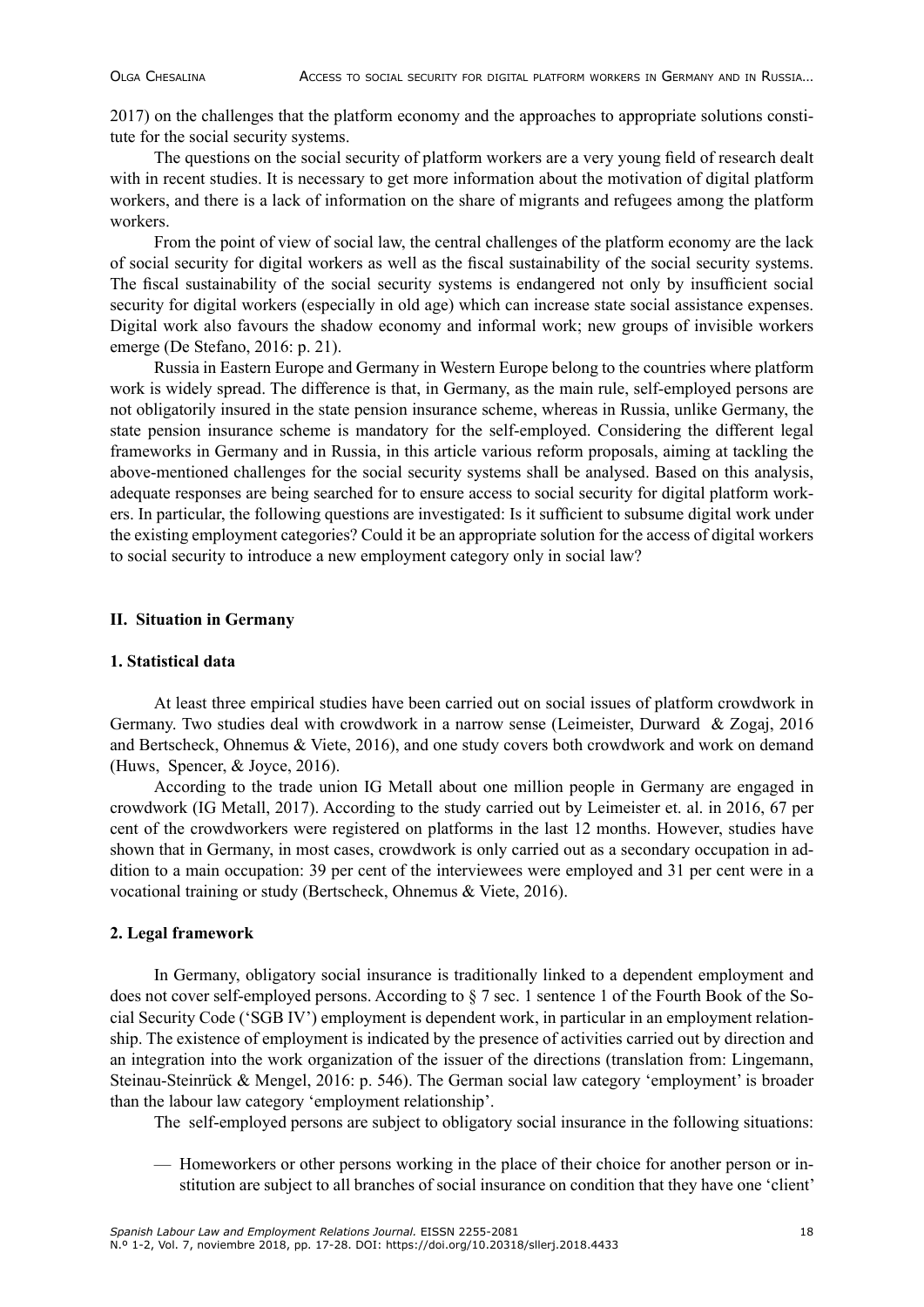2017) on the challenges that the platform economy and the approaches to appropriate solutions constitute for the social security systems.

The questions on the social security of platform workers are a very young field of research dealt with in recent studies. It is necessary to get more information about the motivation of digital platform workers, and there is a lack of information on the share of migrants and refugees among the platform workers.

From the point of view of social law, the central challenges of the platform economy are the lack of social security for digital workers as well as the fiscal sustainability of the social security systems. The fiscal sustainability of the social security systems is endangered not only by insufficient social security for digital workers (especially in old age) which can increase state social assistance expenses. Digital work also favours the shadow economy and informal work; new groups of invisible workers emerge (De Stefano, 2016: p. 21).

Russia in Eastern Europe and Germany in Western Europe belong to the countries where platform work is widely spread. The difference is that, in Germany, as the main rule, self-employed persons are not obligatorily insured in the state pension insurance scheme, whereas in Russia, unlike Germany, the state pension insurance scheme is mandatory for the self-employed. Considering the different legal frameworks in Germany and in Russia, in this article various reform proposals, aiming at tackling the above-mentioned challenges for the social security systems shall be analysed. Based on this analysis, adequate responses are being searched for to ensure access to social security for digital platform workers. In particular, the following questions are investigated: Is it sufficient to subsume digital work under the existing employment categories? Could it be an appropriate solution for the access of digital workers to social security to introduce a new employment category only in social law?

## II. Situation in Germany

### 1. Statistical data

At least three empirical studies have been carried out on social issues of platform crowdwork in Germany. Two studies deal with crowdwork in a narrow sense (Leimeister, Durward & Zogaj, 2016 and Bertscheck, Ohnemus & Viete, 2016), and one study covers both crowdwork and work on demand (Huws, Spencer, & Joyce, 2016).

According to the trade union IG Metall about one million people in Germany are engaged in crowdwork (IG Metall, 2017). According to the study carried out by Leimeister et. al. in 2016, 67 per cent of the crowdworkers were registered on platforms in the last 12 months. However, studies have shown that in Germany, in most cases, crowdwork is only carried out as a secondary occupation in addition to a main occupation: 39 per cent of the interviewees were employed and 31 per cent were in a vocational training or study (Bertscheck, Ohnemus & Viete, 2016).

### 2. Legal framework

In Germany, obligatory social insurance is traditionally linked to a dependent employment and does not cover self-employed persons. According to § 7 sec. 1 sentence 1 of the Fourth Book of the Social Security Code ('SGB IV') employment is dependent work, in particular in an employment relationship. The existence of employment is indicated by the presence of activities carried out by direction and an integration into the work organization of the issuer of the directions (translation from: Lingemann, Steinau-Steinrück & Mengel, 2016: p. 546). The German social law category 'employment' is broader than the labour law category 'employment relationship'.

The self-employed persons are subject to obligatory social insurance in the following situations:

- Homeworkers or other persons working in the place of their choice for another person or institution are subject to all branches of social insurance on condition that they have one 'client'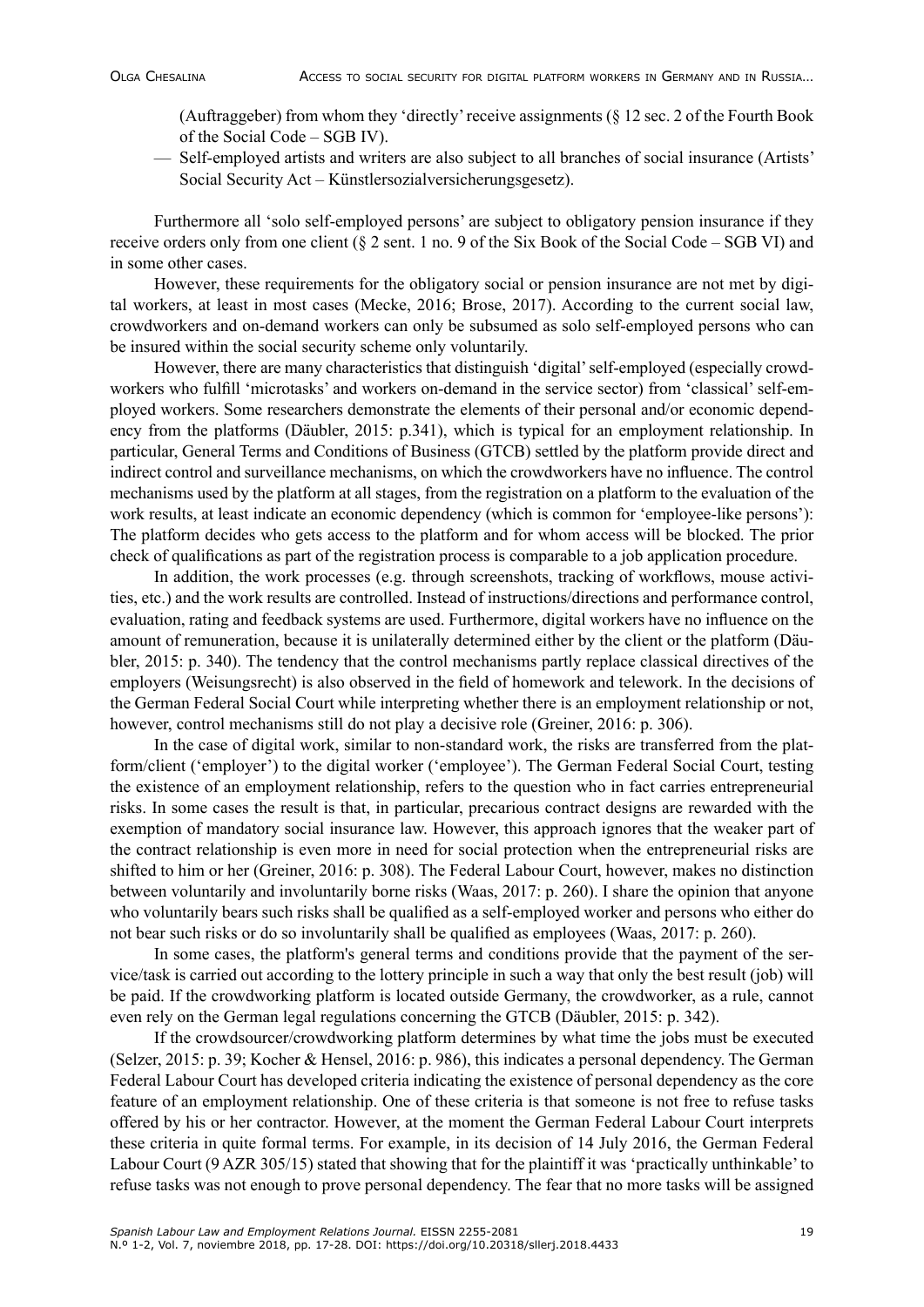(Auftraggeber) from whom they 'directly' receive assignments (§ 12 sec. 2 of the Fourth Book of the Social Code – SGB IV).

— Self-employed artists and writers are also subject to all branches of social insurance (Artists' Social Security Act – Künstlersozialversicherungsgesetz).

Furthermore all 'solo self-employed persons' are subject to obligatory pension insurance if they receive orders only from one client (§ 2 sent. 1 no. 9 of the Six Book of the Social Code – SGB VI) and in some other cases.

However, these requirements for the obligatory social or pension insurance are not met by digital workers, at least in most cases (Mecke, 2016; Brose, 2017). According to the current social law, crowdworkers and on-demand workers can only be subsumed as solo self-employed persons who can be insured within the social security scheme only voluntarily.

However, there are many characteristics that distinguish 'digital' self-employed (especially crowdworkers who fulfill 'microtasks' and workers on-demand in the service sector) from 'classical' self-employed workers. Some researchers demonstrate the elements of their personal and/or economic dependency from the platforms (Däubler, 2015: p.341), which is typical for an employment relationship. In particular, General Terms and Conditions of Business (GTCB) settled by the platform provide direct and indirect control and surveillance mechanisms, on which the crowdworkers have no influence. The control mechanisms used by the platform at all stages, from the registration on a platform to the evaluation of the work results, at least indicate an economic dependency (which is common for 'employee-like persons'): The platform decides who gets access to the platform and for whom access will be blocked. The prior check of qualifications as part of the registration process is comparable to a job application procedure.

In addition, the work processes (e.g. through screenshots, tracking of workflows, mouse activities, etc.) and the work results are controlled. Instead of instructions/directions and performance control, evaluation, rating and feedback systems are used. Furthermore, digital workers have no influence on the amount of remuneration, because it is unilaterally determined either by the client or the platform (Däubler, 2015: p. 340). The tendency that the control mechanisms partly replace classical directives of the employers (Weisungsrecht) is also observed in the field of homework and telework. In the decisions of the German Federal Social Court while interpreting whether there is an employment relationship or not, however, control mechanisms still do not play a decisive role (Greiner, 2016: p. 306).

In the case of digital work, similar to non-standard work, the risks are transferred from the platform/client ('employer') to the digital worker ('employee'). The German Federal Social Court, testing the existence of an employment relationship, refers to the question who in fact carries entrepreneurial risks. In some cases the result is that, in particular, precarious contract designs are rewarded with the exemption of mandatory social insurance law. However, this approach ignores that the weaker part of the contract relationship is even more in need for social protection when the entrepreneurial risks are shifted to him or her (Greiner, 2016: p. 308). The Federal Labour Court, however, makes no distinction between voluntarily and involuntarily borne risks (Waas, 2017: p. 260). I share the opinion that anyone who voluntarily bears such risks shall be qualified as a self-employed worker and persons who either do not bear such risks or do so involuntarily shall be qualified as employees (Waas, 2017: p. 260).

In some cases, the platform's general terms and conditions provide that the payment of the service/task is carried out according to the lottery principle in such a way that only the best result (job) will be paid. If the crowdworking platform is located outside Germany, the crowdworker, as a rule, cannot even rely on the German legal regulations concerning the GTCB (Däubler, 2015: p. 342).

If the crowdsourcer/crowdworking platform determines by what time the jobs must be executed (Selzer, 2015: p. 39; Kocher & Hensel, 2016: p. 986), this indicates a personal dependency. The German Federal Labour Court has developed criteria indicating the existence of personal dependency as the core feature of an employment relationship. One of these criteria is that someone is not free to refuse tasks offered by his or her contractor. However, at the moment the German Federal Labour Court interprets these criteria in quite formal terms. For example, in its decision of 14 July 2016, the German Federal Labour Court (9 AZR 305/15) stated that showing that for the plaintiff it was 'practically unthinkable' to refuse tasks was not enough to prove personal dependency. The fear that no more tasks will be assigned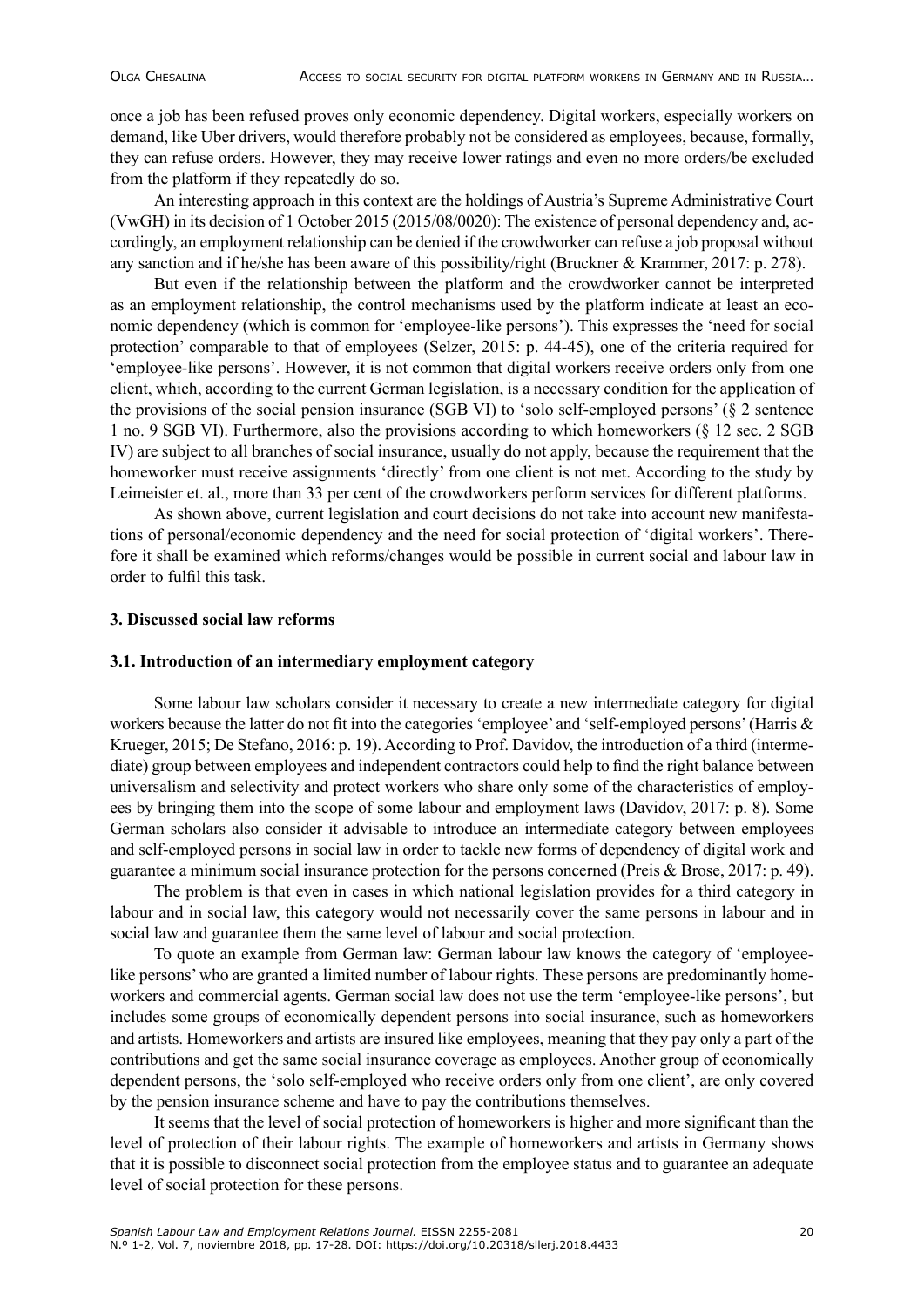once a job has been refused proves only economic dependency. Digital workers, especially workers on demand, like Uber drivers, would therefore probably not be considered as employees, because, formally, they can refuse orders. However, they may receive lower ratings and even no more orders/be excluded from the platform if they repeatedly do so.

An interesting approach in this context are the holdings of Austria's Supreme Administrative Court (VwGH) in its decision of 1 October 2015 (2015/08/0020): The existence of personal dependency and, accordingly, an employment relationship can be denied if the crowdworker can refuse a job proposal without any sanction and if he/she has been aware of this possibility/right (Bruckner & Krammer, 2017: p. 278).

But even if the relationship between the platform and the crowdworker cannot be interpreted as an employment relationship, the control mechanisms used by the platform indicate at least an economic dependency (which is common for 'employee-like persons'). This expresses the 'need for social protection' comparable to that of employees (Selzer, 2015: p. 44-45), one of the criteria required for 'employee-like persons'. However, it is not common that digital workers receive orders only from one client, which, according to the current German legislation, is a necessary condition for the application of the provisions of the social pension insurance (SGB VI) to 'solo self-employed persons' (§ 2 sentence 1 no. 9 SGB VI). Furthermore, also the provisions according to which homeworkers (§ 12 sec. 2 SGB IV) are subject to all branches of social insurance, usually do not apply, because the requirement that the homeworker must receive assignments 'directly' from one client is not met. According to the study by Leimeister et. al., more than 33 per cent of the crowdworkers perform services for different platforms.

As shown above, current legislation and court decisions do not take into account new manifestations of personal/economic dependency and the need for social protection of 'digital workers'. Therefore it shall be examined which reforms/changes would be possible in current social and labour law in order to fulfil this task.

## 3. Discussed social law reforms

### 3.1. Introduction of an intermediary employment category

Some labour law scholars consider it necessary to create a new intermediate category for digital workers because the latter do not fit into the categories 'employee' and 'self-employed persons' (Harris & Krueger, 2015; De Stefano, 2016: p. 19). According to Prof. Davidov, the introduction of a third (intermediate) group between employees and independent contractors could help to find the right balance between universalism and selectivity and protect workers who share only some of the characteristics of employees by bringing them into the scope of some labour and employment laws (Davidov, 2017: p. 8). Some German scholars also consider it advisable to introduce an intermediate category between employees and self-employed persons in social law in order to tackle new forms of dependency of digital work and guarantee a minimum social insurance protection for the persons concerned (Preis & Brose, 2017: p. 49).

The problem is that even in cases in which national legislation provides for a third category in labour and in social law, this category would not necessarily cover the same persons in labour and in social law and guarantee them the same level of labour and social protection.

To quote an example from German law: German labour law knows the category of 'employee-like persons' who are granted a limited number of labour rights. These persons are predominantly homeworkers and commercial agents. German social law does not use the term 'employee-like persons', but includes some groups of economically dependent persons into social insurance, such as homeworkers and artists. Homeworkers and artists are insured like employees, meaning that they pay only a part of the contributions and get the same social insurance coverage as employees. Another group of economically dependent persons, the 'solo self-employed who receive orders only from one client', are only covered by the pension insurance scheme and have to pay the contributions themselves.

It seems that the level of social protection of homeworkers is higher and more significant than the level of protection of their labour rights. The example of homeworkers and artists in Germany shows that it is possible to disconnect social protection from the employee status and to guarantee an adequate level of social protection for these persons.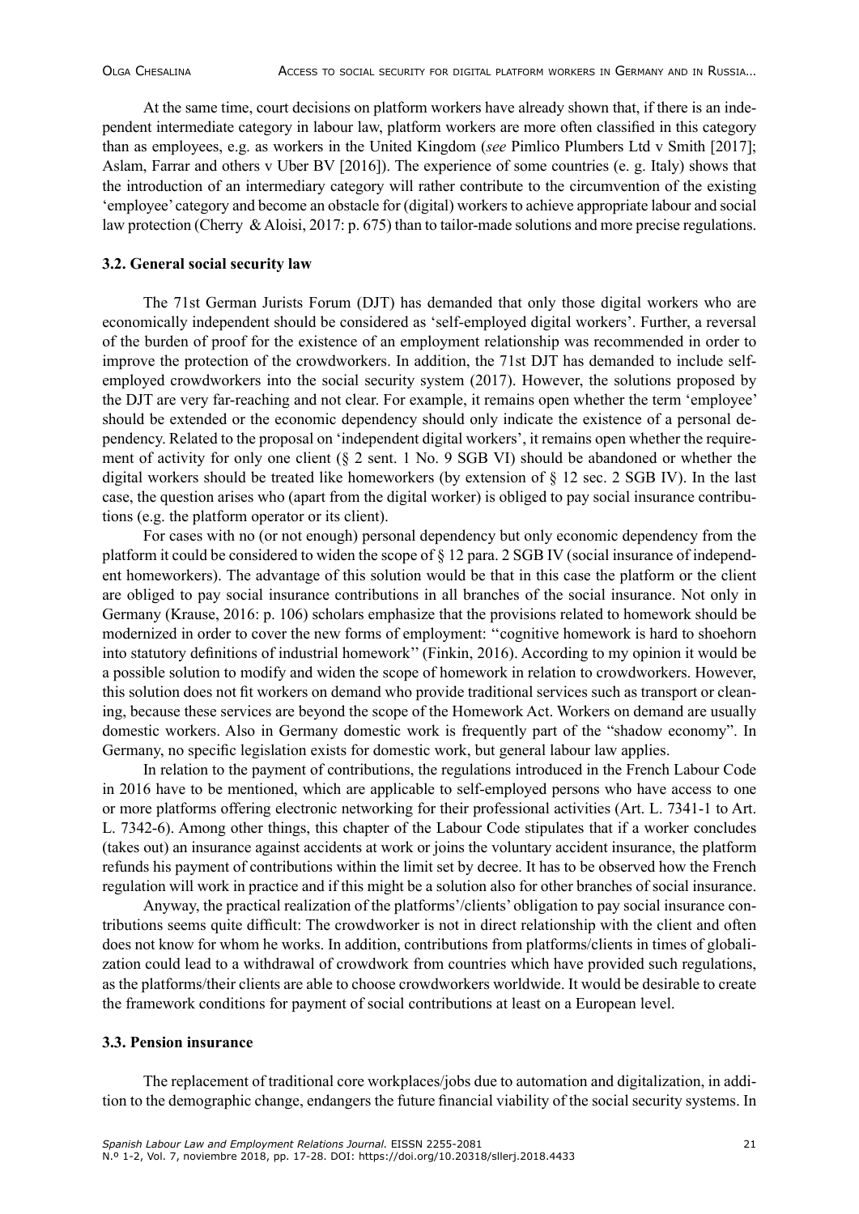At the same time, court decisions on platform workers have already shown that, if there is an independent intermediate category in labour law, platform workers are more often classified in this category than as employees, e.g. as workers in the United Kingdom (*see* Pimlico Plumbers Ltd v Smith [2017]; Aslam, Farrar and others v Uber BV [2016]). The experience of some countries (e. g. Italy) shows that the introduction of an intermediary category will rather contribute to the circumvention of the existing 'employee' category and become an obstacle for (digital) workers to achieve appropriate labour and social law protection (Cherry & Aloisi, 2017: p. 675) than to tailor-made solutions and more precise regulations.

### 3.2. General social security law

The 71st German Jurists Forum (DJT) has demanded that only those digital workers who are economically independent should be considered as 'self-employed digital workers'. Further, a reversal of the burden of proof for the existence of an employment relationship was recommended in order to improve the protection of the crowdworkers. In addition, the 71st DJT has demanded to include self-employed crowdworkers into the social security system (2017). However, the solutions proposed by the DJT are very far-reaching and not clear. For example, it remains open whether the term 'employee' should be extended or the economic dependency should only indicate the existence of a personal dependency. Related to the proposal on 'independent digital workers', it remains open whether the requirement of activity for only one client (§ 2 sent. 1 No. 9 SGB VI) should be abandoned or whether the digital workers should be treated like homeworkers (by extension of § 12 sec. 2 SGB IV). In the last case, the question arises who (apart from the digital worker) is obliged to pay social insurance contributions (e.g. the platform operator or its client).

For cases with no (or not enough) personal dependency but only economic dependency from the platform it could be considered to widen the scope of § 12 para. 2 SGB IV (social insurance of independent homeworkers). The advantage of this solution would be that in this case the platform or the client are obliged to pay social insurance contributions in all branches of the social insurance. Not only in Germany (Krause, 2016: p. 106) scholars emphasize that the provisions related to homework should be modernized in order to cover the new forms of employment: ''cognitive homework is hard to shoehorn into statutory definitions of industrial homework'' (Finkin, 2016). According to my opinion it would be a possible solution to modify and widen the scope of homework in relation to crowdworkers. However, this solution does not fit workers on demand who provide traditional services such as transport or cleaning, because these services are beyond the scope of the Homework Act. Workers on demand are usually domestic workers. Also in Germany domestic work is frequently part of the "shadow economy". In Germany, no specific legislation exists for domestic work, but general labour law applies.

In relation to the payment of contributions, the regulations introduced in the French Labour Code in 2016 have to be mentioned, which are applicable to self-employed persons who have access to one or more platforms offering electronic networking for their professional activities (Art. L. 7341-1 to Art. L. 7342-6). Among other things, this chapter of the Labour Code stipulates that if a worker concludes (takes out) an insurance against accidents at work or joins the voluntary accident insurance, the platform refunds his payment of contributions within the limit set by decree. It has to be observed how the French regulation will work in practice and if this might be a solution also for other branches of social insurance.

Anyway, the practical realization of the platforms'/clients' obligation to pay social insurance contributions seems quite difficult: The crowdworker is not in direct relationship with the client and often does not know for whom he works. In addition, contributions from platforms/clients in times of globalization could lead to a withdrawal of crowdwork from countries which have provided such regulations, as the platforms/their clients are able to choose crowdworkers worldwide. It would be desirable to create the framework conditions for payment of social contributions at least on a European level.

### 3.3. Pension insurance

The replacement of traditional core workplaces/jobs due to automation and digitalization, in addition to the demographic change, endangers the future financial viability of the social security systems. In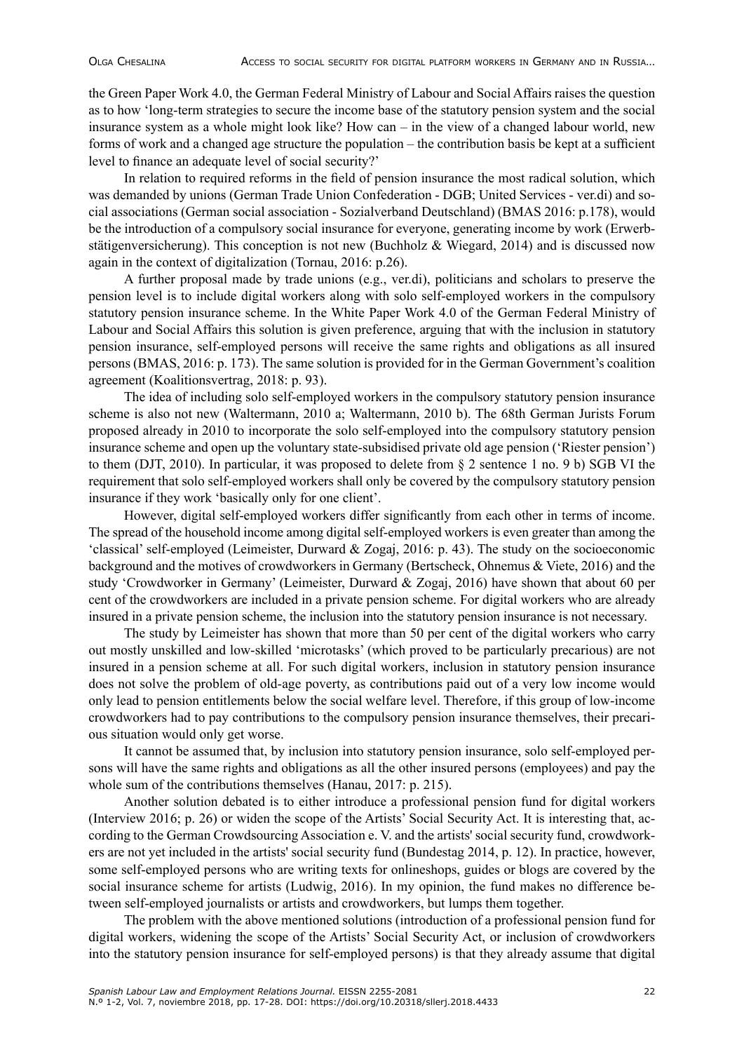the Green Paper Work 4.0, the German Federal Ministry of Labour and Social Affairs raises the question as to how 'long-term strategies to secure the income base of the statutory pension system and the social insurance system as a whole might look like? How can – in the view of a changed labour world, new forms of work and a changed age structure the population – the contribution basis be kept at a sufficient level to finance an adequate level of social security?'

In relation to required reforms in the field of pension insurance the most radical solution, which was demanded by unions (German Trade Union Confederation - DGB; United Services - ver.di) and social associations (German social association - Sozialverband Deutschland) (BMAS 2016: p.178), would be the introduction of a compulsory social insurance for everyone, generating income by work (Erwerbstätigenversicherung). This conception is not new (Buchholz & Wiegard, 2014) and is discussed now again in the context of digitalization (Tornau, 2016: p.26).

A further proposal made by trade unions (e.g., ver.di), politicians and scholars to preserve the pension level is to include digital workers along with solo self-employed workers in the compulsory statutory pension insurance scheme. In the White Paper Work 4.0 of the German Federal Ministry of Labour and Social Affairs this solution is given preference, arguing that with the inclusion in statutory pension insurance, self-employed persons will receive the same rights and obligations as all insured persons (BMAS, 2016: p. 173). The same solution is provided for in the German Government's coalition agreement (Koalitionsvertrag, 2018: p. 93).

The idea of including solo self-employed workers in the compulsory statutory pension insurance scheme is also not new (Waltermann, 2010 a; Waltermann, 2010 b). The 68th German Jurists Forum proposed already in 2010 to incorporate the solo self-employed into the compulsory statutory pension insurance scheme and open up the voluntary state-subsidised private old age pension ('Riester pension') to them (DJT, 2010). In particular, it was proposed to delete from § 2 sentence 1 no. 9 b) SGB VI the requirement that solo self-employed workers shall only be covered by the compulsory statutory pension insurance if they work 'basically only for one client'.

However, digital self-employed workers differ significantly from each other in terms of income. The spread of the household income among digital self-employed workers is even greater than among the 'classical' self-employed (Leimeister, Durward & Zogaj, 2016: p. 43). The study on the socioeconomic background and the motives of crowdworkers in Germany (Bertscheck, Ohnemus & Viete, 2016) and the study 'Crowdworker in Germany' (Leimeister, Durward & Zogaj, 2016) have shown that about 60 per cent of the crowdworkers are included in a private pension scheme. For digital workers who are already insured in a private pension scheme, the inclusion into the statutory pension insurance is not necessary.

The study by Leimeister has shown that more than 50 per cent of the digital workers who carry out mostly unskilled and low-skilled 'microtasks' (which proved to be particularly precarious) are not insured in a pension scheme at all. For such digital workers, inclusion in statutory pension insurance does not solve the problem of old-age poverty, as contributions paid out of a very low income would only lead to pension entitlements below the social welfare level. Therefore, if this group of low-income crowdworkers had to pay contributions to the compulsory pension insurance themselves, their precarious situation would only get worse.

It cannot be assumed that, by inclusion into statutory pension insurance, solo self-employed persons will have the same rights and obligations as all the other insured persons (employees) and pay the whole sum of the contributions themselves (Hanau, 2017: p. 215).

Another solution debated is to either introduce a professional pension fund for digital workers (Interview 2016; p. 26) or widen the scope of the Artists' Social Security Act. It is interesting that, according to the German Crowdsourcing Association e. V. and the artists' social security fund, crowdworkers are not yet included in the artists' social security fund (Bundestag 2014, p. 12). In practice, however, some self-employed persons who are writing texts for onlineshops, guides or blogs are covered by the social insurance scheme for artists (Ludwig, 2016). In my opinion, the fund makes no difference between self-employed journalists or artists and crowdworkers, but lumps them together.

The problem with the above mentioned solutions (introduction of a professional pension fund for digital workers, widening the scope of the Artists' Social Security Act, or inclusion of crowdworkers into the statutory pension insurance for self-employed persons) is that they already assume that digital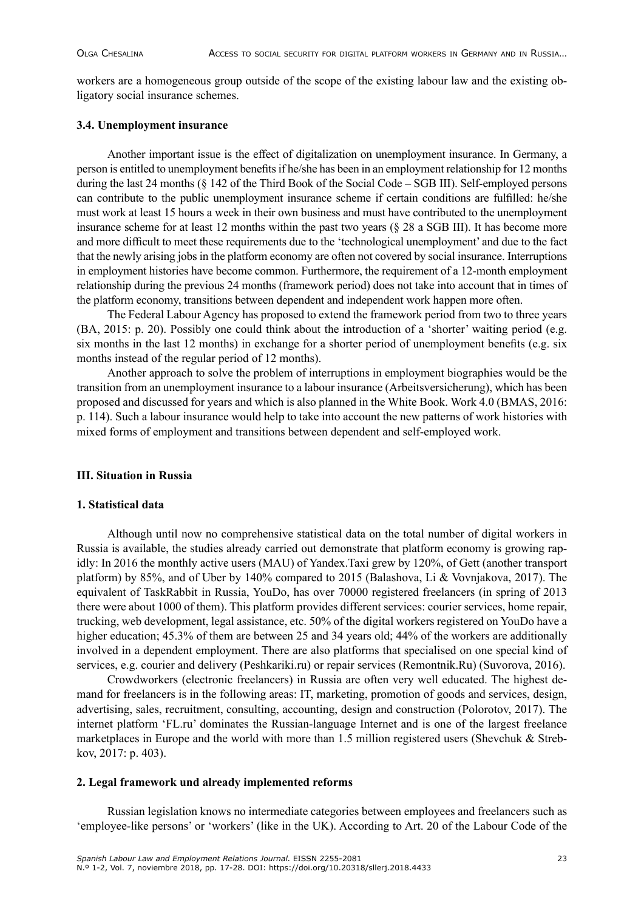workers are a homogeneous group outside of the scope of the existing labour law and the existing obligatory social insurance schemes.

#### 3.4. Unemployment insurance

Another important issue is the effect of digitalization on unemployment insurance. In Germany, a person is entitled to unemployment benefits if he/she has been in an employment relationship for 12 months during the last 24 months (§ 142 of the Third Book of the Social Code – SGB III). Self-employed persons can contribute to the public unemployment insurance scheme if certain conditions are fulfilled: he/she must work at least 15 hours a week in their own business and must have contributed to the unemployment insurance scheme for at least 12 months within the past two years (§ 28 a SGB III). It has become more and more difficult to meet these requirements due to the 'technological unemployment' and due to the fact that the newly arising jobs in the platform economy are often not covered by social insurance. Interruptions in employment histories have become common. Furthermore, the requirement of a 12-month employment relationship during the previous 24 months (framework period) does not take into account that in times of the platform economy, transitions between dependent and independent work happen more often.

The Federal Labour Agency has proposed to extend the framework period from two to three years (BA, 2015: p. 20). Possibly one could think about the introduction of a 'shorter' waiting period (e.g. six months in the last 12 months) in exchange for a shorter period of unemployment benefits (e.g. six months instead of the regular period of 12 months).

Another approach to solve the problem of interruptions in employment biographies would be the transition from an unemployment insurance to a labour insurance (Arbeitsversicherung), which has been proposed and discussed for years and which is also planned in the White Book. Work 4.0 (BMAS, 2016: p. 114). Such a labour insurance would help to take into account the new patterns of work histories with mixed forms of employment and transitions between dependent and self-employed work.

## III. Situation in Russia

### 1. Statistical data

Although until now no comprehensive statistical data on the total number of digital workers in Russia is available, the studies already carried out demonstrate that platform economy is growing rapidly: In 2016 the monthly active users (MAU) of Yandex.Taxi grew by 120%, of Gett (another transport platform) by 85%, and of Uber by 140% compared to 2015 (Balashova, Li & Vovnjakova, 2017). The equivalent of TaskRabbit in Russia, YouDo, has over 70000 registered freelancers (in spring of 2013 there were about 1000 of them). This platform provides different services: courier services, home repair, trucking, web development, legal assistance, etc. 50% of the digital workers registered on YouDo have a higher education; 45.3% of them are between 25 and 34 years old; 44% of the workers are additionally involved in a dependent employment. There are also platforms that specialised on one special kind of services, e.g. courier and delivery (Peshkariki.ru) or repair services (Remontnik.Ru) (Suvorova, 2016).

Crowdworkers (electronic freelancers) in Russia are often very well educated. The highest demand for freelancers is in the following areas: IT, marketing, promotion of goods and services, design, advertising, sales, recruitment, consulting, accounting, design and construction (Polorotov, 2017). The internet platform 'FL.ru' dominates the Russian-language Internet and is one of the largest freelance marketplaces in Europe and the world with more than 1.5 million registered users (Shevchuk & Strebkov, 2017: p. 403).

### 2. Legal framework und already implemented reforms

Russian legislation knows no intermediate categories between employees and freelancers such as 'employee-like persons' or 'workers' (like in the UK). According to Art. 20 of the Labour Code of the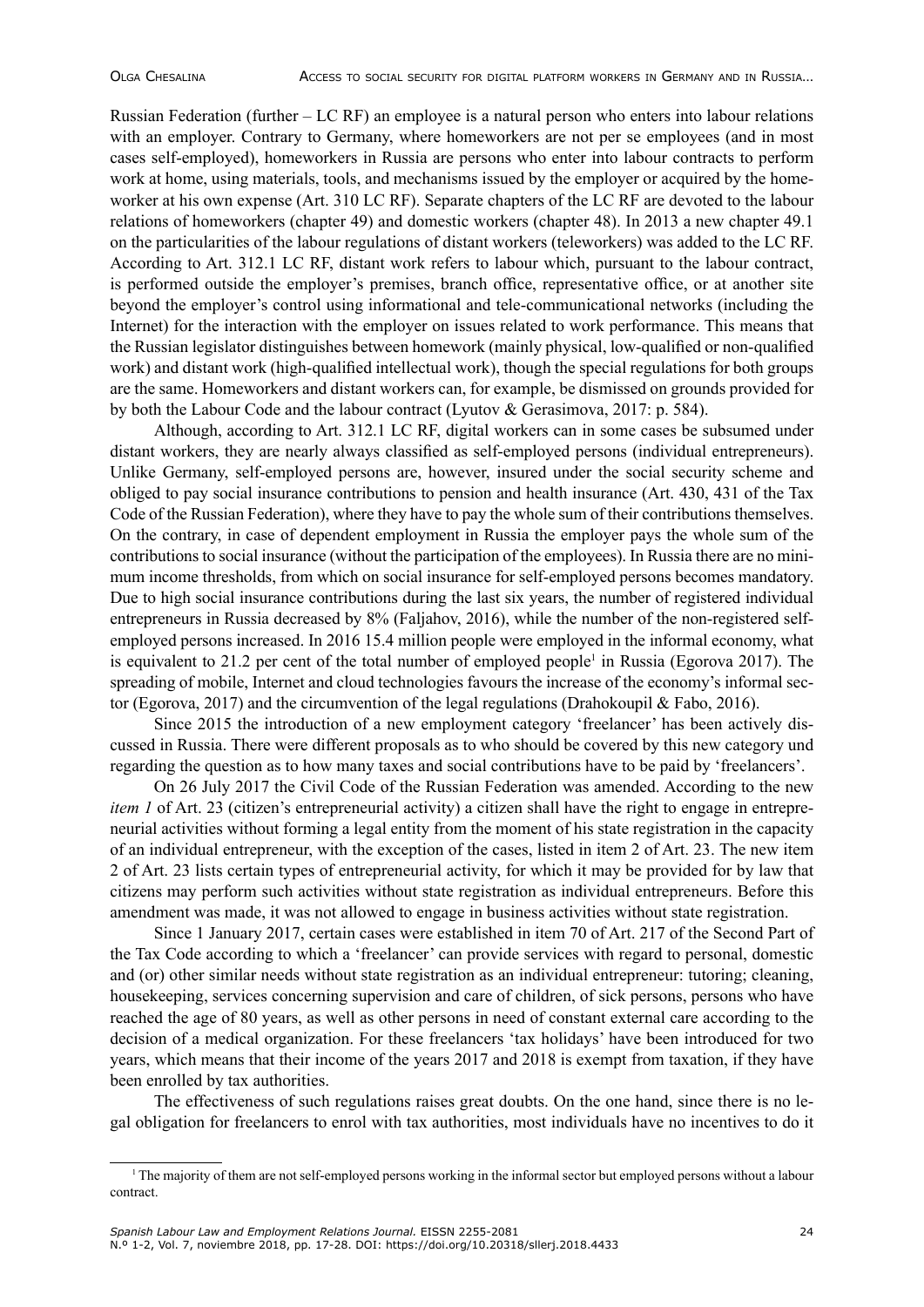Russian Federation (further – LC RF) an employee is a natural person who enters into labour relations with an employer. Contrary to Germany, where homeworkers are not per se employees (and in most cases self-employed), homeworkers in Russia are persons who enter into labour contracts to perform work at home, using materials, tools, and mechanisms issued by the employer or acquired by the homeworker at his own expense (Art. 310 LC RF). Separate chapters of the LC RF are devoted to the labour relations of homeworkers (chapter 49) and domestic workers (chapter 48). In 2013 a new chapter 49.1 on the particularities of the labour regulations of distant workers (teleworkers) was added to the LC RF. According to Art. 312.1 LC RF, distant work refers to labour which, pursuant to the labour contract, is performed outside the employer's premises, branch office, representative office, or at another site beyond the employer's control using informational and tele-communicational networks (including the Internet) for the interaction with the employer on issues related to work performance. This means that the Russian legislator distinguishes between homework (mainly physical, low-qualified or non-qualified work) and distant work (high-qualified intellectual work), though the special regulations for both groups are the same. Homeworkers and distant workers can, for example, be dismissed on grounds provided for by both the Labour Code and the labour contract (Lyutov & Gerasimova, 2017: p. 584).

Although, according to Art. 312.1 LC RF, digital workers can in some cases be subsumed under distant workers, they are nearly always classified as self-employed persons (individual entrepreneurs). Unlike Germany, self-employed persons are, however, insured under the social security scheme and obliged to pay social insurance contributions to pension and health insurance (Art. 430, 431 of the Tax Code of the Russian Federation), where they have to pay the whole sum of their contributions themselves. On the contrary, in case of dependent employment in Russia the employer pays the whole sum of the contributions to social insurance (without the participation of the employees). In Russia there are no minimum income thresholds, from which on social insurance for self-employed persons becomes mandatory. Due to high social insurance contributions during the last six years, the number of registered individual entrepreneurs in Russia decreased by 8% (Faljahov, 2016), while the number of the non-registered self-employed persons increased. In 2016 15.4 million people were employed in the informal economy, what is equivalent to 21.2 per cent of the total number of employed people[1] in Russia (Egorova 2017). The spreading of mobile, Internet and cloud technologies favours the increase of the economy's informal sector (Egorova, 2017) and the circumvention of the legal regulations (Drahokoupil & Fabo, 2016).

Since 2015 the introduction of a new employment category 'freelancer' has been actively discussed in Russia. There were different proposals as to who should be covered by this new category und regarding the question as to how many taxes and social contributions have to be paid by 'freelancers'.

On 26 July 2017 the Civil Code of the Russian Federation was amended. According to the new *item 1* of Art. 23 (citizen's entrepreneurial activity) a citizen shall have the right to engage in entrepreneurial activities without forming a legal entity from the moment of his state registration in the capacity of an individual entrepreneur, with the exception of the cases, listed in item 2 of Art. 23. The new item 2 of Art. 23 lists certain types of entrepreneurial activity, for which it may be provided for by law that citizens may perform such activities without state registration as individual entrepreneurs. Before this amendment was made, it was not allowed to engage in business activities without state registration.

Since 1 January 2017, certain cases were established in item 70 of Art. 217 of the Second Part of the Tax Code according to which a 'freelancer' can provide services with regard to personal, domestic and (or) other similar needs without state registration as an individual entrepreneur: tutoring; cleaning, housekeeping, services concerning supervision and care of children, of sick persons, persons who have reached the age of 80 years, as well as other persons in need of constant external care according to the decision of a medical organization. For these freelancers 'tax holidays' have been introduced for two years, which means that their income of the years 2017 and 2018 is exempt from taxation, if they have been enrolled by tax authorities.

The effectiveness of such regulations raises great doubts. On the one hand, since there is no legal obligation for freelancers to enrol with tax authorities, most individuals have no incentives to do it

---

[1] The majority of them are not self-employed persons working in the informal sector but employed persons without a labour contract.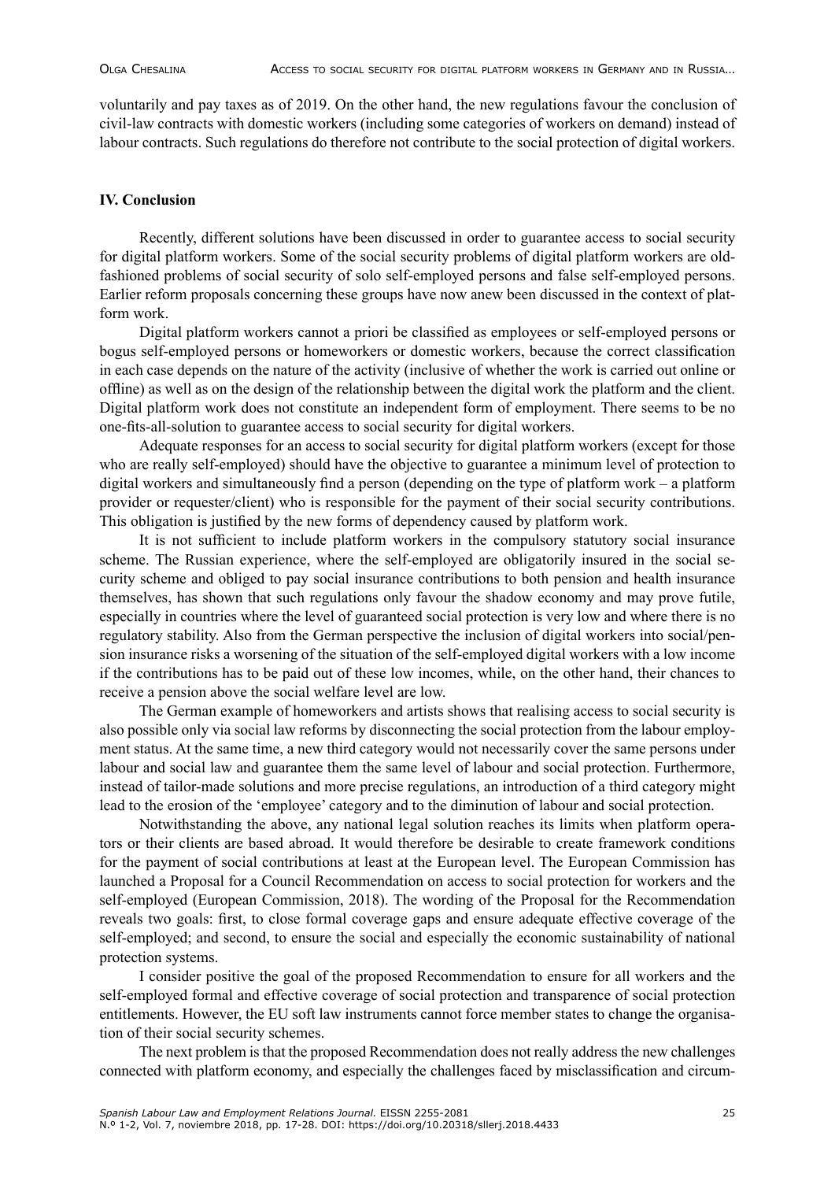voluntarily and pay taxes as of 2019. On the other hand, the new regulations favour the conclusion of civil-law contracts with domestic workers (including some categories of workers on demand) instead of labour contracts. Such regulations do therefore not contribute to the social protection of digital workers.

## IV. Conclusion

Recently, different solutions have been discussed in order to guarantee access to social security for digital platform workers. Some of the social security problems of digital platform workers are old-fashioned problems of social security of solo self-employed persons and false self-employed persons. Earlier reform proposals concerning these groups have now anew been discussed in the context of platform work.

Digital platform workers cannot a priori be classified as employees or self-employed persons or bogus self-employed persons or homeworkers or domestic workers, because the correct classification in each case depends on the nature of the activity (inclusive of whether the work is carried out online or offline) as well as on the design of the relationship between the digital work the platform and the client. Digital platform work does not constitute an independent form of employment. There seems to be no one-fits-all-solution to guarantee access to social security for digital workers.

Adequate responses for an access to social security for digital platform workers (except for those who are really self-employed) should have the objective to guarantee a minimum level of protection to digital workers and simultaneously find a person (depending on the type of platform work – a platform provider or requester/client) who is responsible for the payment of their social security contributions. This obligation is justified by the new forms of dependency caused by platform work.

It is not sufficient to include platform workers in the compulsory statutory social insurance scheme. The Russian experience, where the self-employed are obligatorily insured in the social security scheme and obliged to pay social insurance contributions to both pension and health insurance themselves, has shown that such regulations only favour the shadow economy and may prove futile, especially in countries where the level of guaranteed social protection is very low and where there is no regulatory stability. Also from the German perspective the inclusion of digital workers into social/pension insurance risks a worsening of the situation of the self-employed digital workers with a low income if the contributions has to be paid out of these low incomes, while, on the other hand, their chances to receive a pension above the social welfare level are low.

The German example of homeworkers and artists shows that realising access to social security is also possible only via social law reforms by disconnecting the social protection from the labour employment status. At the same time, a new third category would not necessarily cover the same persons under labour and social law and guarantee them the same level of labour and social protection. Furthermore, instead of tailor-made solutions and more precise regulations, an introduction of a third category might lead to the erosion of the 'employee' category and to the diminution of labour and social protection.

Notwithstanding the above, any national legal solution reaches its limits when platform operators or their clients are based abroad. It would therefore be desirable to create framework conditions for the payment of social contributions at least at the European level. The European Commission has launched a Proposal for a Council Recommendation on access to social protection for workers and the self-employed (European Commission, 2018). The wording of the Proposal for the Recommendation reveals two goals: first, to close formal coverage gaps and ensure adequate effective coverage of the self-employed; and second, to ensure the social and especially the economic sustainability of national protection systems.

I consider positive the goal of the proposed Recommendation to ensure for all workers and the self-employed formal and effective coverage of social protection and transparence of social protection entitlements. However, the EU soft law instruments cannot force member states to change the organisation of their social security schemes.

The next problem is that the proposed Recommendation does not really address the new challenges connected with platform economy, and especially the challenges faced by misclassification and circum-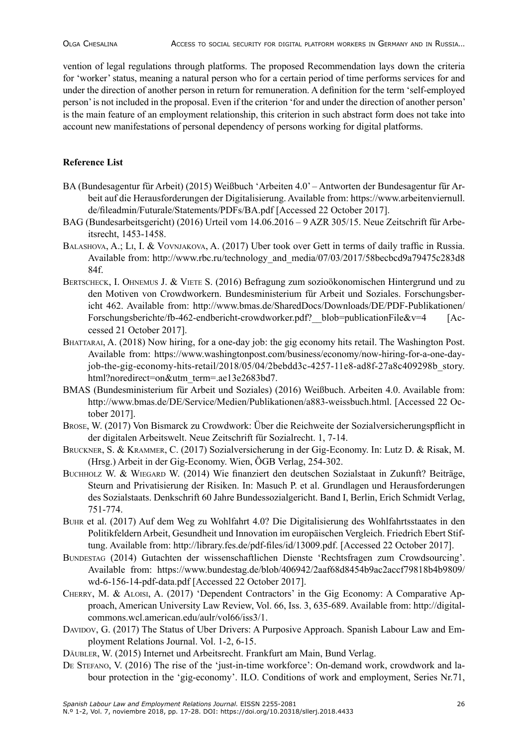vention of legal regulations through platforms. The proposed Recommendation lays down the criteria for 'worker' status, meaning a natural person who for a certain period of time performs services for and under the direction of another person in return for remuneration. A definition for the term 'self-employed person' is not included in the proposal. Even if the criterion 'for and under the direction of another person' is the main feature of an employment relationship, this criterion in such abstract form does not take into account new manifestations of personal dependency of persons working for digital platforms.

## Reference List

- BA (Bundesagentur für Arbeit) (2015) Weißbuch 'Arbeiten 4.0' – Antworten der Bundesagentur für Arbeit auf die Herausforderungen der Digitalisierung. Available from: https://www.arbeitenviernull.de/fileadmin/Futurale/Statements/PDFs/BA.pdf [Accessed 22 October 2017].
- BAG (Bundesarbeitsgericht) (2016) Urteil vom 14.06.2016 – 9 AZR 305/15. Neue Zeitschrift für Arbeitsrecht, 1453-1458.
- Balashova, A.; Li, I. & Vovnjakova, A. (2017) Uber took over Gett in terms of daily traffic in Russia. Available from: http://www.rbc.ru/technology_and_media/07/03/2017/58becbcd9a79475c283d884f.
- Bertscheck, I. Ohnemus J. & Viete S. (2016) Befragung zum sozioökonomischen Hintergrund und zu den Motiven von Crowdworkern. Bundesministerium für Arbeit und Soziales. Forschungsbericht 462. Available from: http://www.bmas.de/SharedDocs/Downloads/DE/PDF-Publikationen/Forschungsberichte/fb-462-endbericht-crowdworker.pdf?__blob=publicationFile&v=4 [Accessed 21 October 2017].
- Bhattarai, A. (2018) Now hiring, for a one-day job: the gig economy hits retail. The Washington Post. Available from: https://www.washingtonpost.com/business/economy/now-hiring-for-a-one-day-job-the-gig-economy-hits-retail/2018/05/04/2bebdd3c-4257-11e8-ad8f-27a8c409298b_story.html?noredirect=on&utm_term=.ae13e2683bd7.
- BMAS (Bundesministerium für Arbeit und Soziales) (2016) Weißbuch. Arbeiten 4.0. Available from: http://www.bmas.de/DE/Service/Medien/Publikationen/a883-weissbuch.html. [Accessed 22 October 2017].
- Brose, W. (2017) Von Bismarck zu Crowdwork: Über die Reichweite der Sozialversicherungspflicht in der digitalen Arbeitswelt. Neue Zeitschrift für Sozialrecht. 1, 7-14.
- Bruckner, S. & Krammer, C. (2017) Sozialversicherung in der Gig-Economy. In: Lutz D. & Risak, M. (Hrsg.) Arbeit in der Gig-Economy. Wien, ÖGB Verlag, 254-302.
- Buchholz W. & Wiegard W. (2014) Wie finanziert den deutschen Sozialstaat in Zukunft? Beiträge, Steurn and Privatisierung der Risiken. In: Masuch P. et al. Grundlagen und Herausforderungen des Sozialstaats. Denkschrift 60 Jahre Bundessozialgericht. Band I, Berlin, Erich Schmidt Verlag, 751-774.
- Buhr et al. (2017) Auf dem Weg zu Wohlfahrt 4.0? Die Digitalisierung des Wohlfahrtsstaates in den Politikfeldern Arbeit, Gesundheit und Innovation im europäischen Vergleich. Friedrich Ebert Stiftung. Available from: http://library.fes.de/pdf-files/id/13009.pdf. [Accessed 22 October 2017].
- Bundestag (2014) Gutachten der wissenschaftlichen Dienste 'Rechtsfragen zum Crowdsourcing'. Available from: https://www.bundestag.de/blob/406942/2aaf68d8454b9ac2accf79818b4b9809/wd-6-156-14-pdf-data.pdf [Accessed 22 October 2017].
- Cherry, M. & Aloisi, A. (2017) 'Dependent Contractors' in the Gig Economy: A Comparative Approach, American University Law Review, Vol. 66, Iss. 3, 635-689. Available from: http://digitalcommons.wcl.american.edu/aulr/vol66/iss3/1.
- Davidov, G. (2017) The Status of Uber Drivers: A Purposive Approach. Spanish Labour Law and Employment Relations Journal. Vol. 1-2, 6-15.
- Däubler, W. (2015) Internet und Arbeitsrecht. Frankfurt am Main, Bund Verlag.
- De Stefano, V. (2016) The rise of the 'just-in-time workforce': On-demand work, crowdwork and labour protection in the 'gig-economy'. ILO. Conditions of work and employment, Series Nr.71,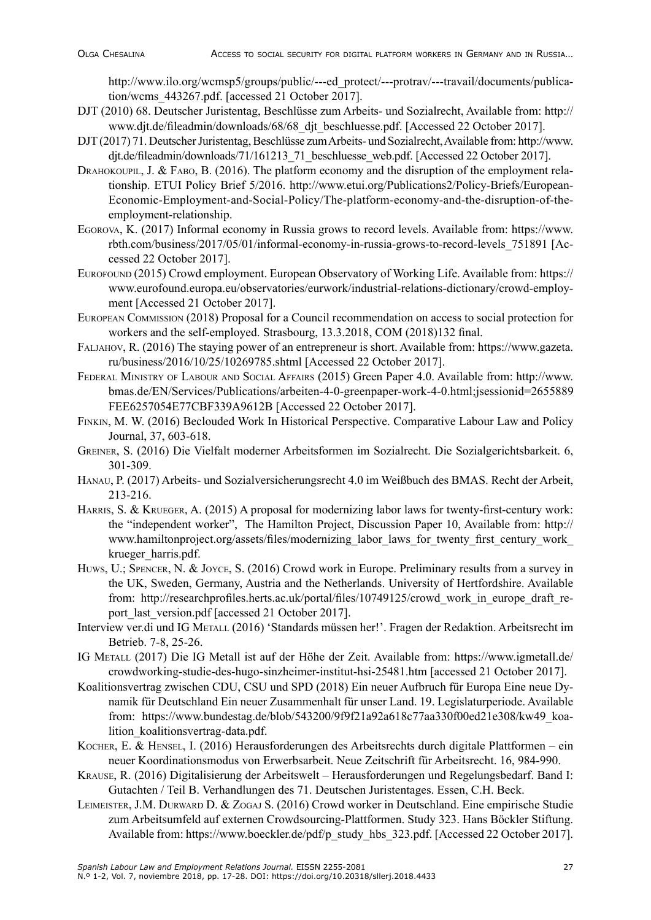http://www.ilo.org/wcmsp5/groups/public/---ed_protect/---protrav/---travail/documents/publication/wcms_443267.pdf. [accessed 21 October 2017].

DJT (2010) 68. Deutscher Juristentag, Beschlüsse zum Arbeits- und Sozialrecht, Available from: http://www.djt.de/fileadmin/downloads/68/68_djt_beschluesse.pdf. [Accessed 22 October 2017].

DJT (2017) 71. Deutscher Juristentag, Beschlüsse zum Arbeits- und Sozialrecht, Available from: http://www.djt.de/fileadmin/downloads/71/161213_71_beschluesse_web.pdf. [Accessed 22 October 2017].

Drahokoupil, J. & Fabo, B. (2016). The platform economy and the disruption of the employment relationship. ETUI Policy Brief 5/2016. http://www.etui.org/Publications2/Policy-Briefs/European-Economic-Employment-and-Social-Policy/The-platform-economy-and-the-disruption-of-the-employment-relationship.

Egorova, K. (2017) Informal economy in Russia grows to record levels. Available from: https://www.rbth.com/business/2017/05/01/informal-economy-in-russia-grows-to-record-levels_751891 [Accessed 22 October 2017].

Eurofound (2015) Crowd employment. European Observatory of Working Life. Available from: https://www.eurofound.europa.eu/observatories/eurwork/industrial-relations-dictionary/crowd-employment [Accessed 21 October 2017].

European Commission (2018) Proposal for a Council recommendation on access to social protection for workers and the self-employed. Strasbourg, 13.3.2018, COM (2018)132 final.

Faljahov, R. (2016) The staying power of an entrepreneur is short. Available from: https://www.gazeta.ru/business/2016/10/25/10269785.shtml [Accessed 22 October 2017].

Federal Ministry of Labour and Social Affairs (2015) Green Paper 4.0. Available from: http://www.bmas.de/EN/Services/Publications/arbeiten-4-0-greenpaper-work-4-0.html;jsessionid=2655889FEE6257054E77CBF339A9612B [Accessed 22 October 2017].

Finkin, M. W. (2016) Beclouded Work In Historical Perspective. Comparative Labour Law and Policy Journal, 37, 603-618.

Greiner, S. (2016) Die Vielfalt moderner Arbeitsformen im Sozialrecht. Die Sozialgerichtsbarkeit. 6, 301-309.

Hanau, P. (2017) Arbeits- und Sozialversicherungsrecht 4.0 im Weißbuch des BMAS. Recht der Arbeit, 213-216.

Harris, S. & Krueger, A. (2015) A proposal for modernizing labor laws for twenty-first-century work: the "independent worker", The Hamilton Project, Discussion Paper 10, Available from: http://www.hamiltonproject.org/assets/files/modernizing_labor_laws_for_twenty_first_century_work_krueger_harris.pdf.

Huws, U.; Spencer, N. & Joyce, S. (2016) Crowd work in Europe. Preliminary results from a survey in the UK, Sweden, Germany, Austria and the Netherlands. University of Hertfordshire. Available from: http://researchprofiles.herts.ac.uk/portal/files/10749125/crowd_work_in_europe_draft_report_last_version.pdf [accessed 21 October 2017].

Interview ver.di und IG Metall (2016) 'Standards müssen her!'. Fragen der Redaktion. Arbeitsrecht im Betrieb. 7-8, 25-26.

IG Metall (2017) Die IG Metall ist auf der Höhe der Zeit. Available from: https://www.igmetall.de/crowdworking-studie-des-hugo-sinzheimer-institut-hsi-25481.htm [accessed 21 October 2017].

Koalitionsvertrag zwischen CDU, CSU und SPD (2018) Ein neuer Aufbruch für Europa Eine neue Dynamik für Deutschland Ein neuer Zusammenhalt für unser Land. 19. Legislaturperiode. Available from: https://www.bundestag.de/blob/543200/9f9f21a92a618c77aa330f00ed21e308/kw49_koalition_koalitionsvertrag-data.pdf.

Kocher, E. & Hensel, I. (2016) Herausforderungen des Arbeitsrechts durch digitale Plattformen – ein neuer Koordinationsmodus von Erwerbsarbeit. Neue Zeitschrift für Arbeitsrecht. 16, 984-990.

Krause, R. (2016) Digitalisierung der Arbeitswelt – Herausforderungen und Regelungsbedarf. Band I: Gutachten / Teil B. Verhandlungen des 71. Deutschen Juristentages. Essen, C.H. Beck.

Leimeister, J.M. Durward D. & Zogaj S. (2016) Crowd worker in Deutschland. Eine empirische Studie zum Arbeitsumfeld auf externen Crowdsourcing-Plattformen. Study 323. Hans Böckler Stiftung. Available from: https://www.boeckler.de/pdf/p_study_hbs_323.pdf. [Accessed 22 October 2017].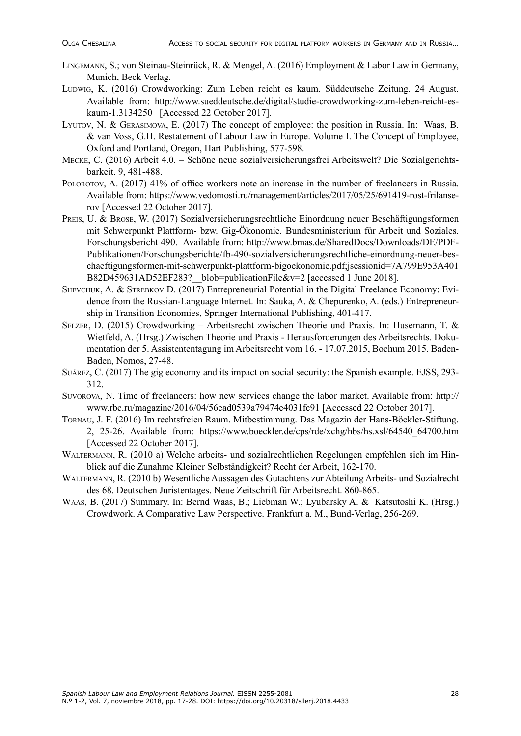Lingemann, S.; von Steinau-Steinrück, R. & Mengel, A. (2016) Employment & Labor Law in Germany, Munich, Beck Verlag.

Ludwig, K. (2016) Crowdworking: Zum Leben reicht es kaum. Süddeutsche Zeitung. 24 August. Available from: http://www.sueddeutsche.de/digital/studie-crowdworking-zum-leben-reicht-es-kaum-1.3134250 [Accessed 22 October 2017].

Lyutov, N. & Gerasimova, E. (2017) The concept of employee: the position in Russia. In: Waas, B. & van Voss, G.H. Restatement of Labour Law in Europe. Volume I. The Concept of Employee, Oxford and Portland, Oregon, Hart Publishing, 577-598.

Mecke, C. (2016) Arbeit 4.0. – Schöne neue sozialversicherungsfrei Arbeitswelt? Die Sozialgerichtsbarkeit. 9, 481-488.

Polorotov, A. (2017) 41% of office workers note an increase in the number of freelancers in Russia. Available from: https://www.vedomosti.ru/management/articles/2017/05/25/691419-rost-frilanserov [Accessed 22 October 2017].

Preis, U. & Brose, W. (2017) Sozialversicherungsrechtliche Einordnung neuer Beschäftigungsformen mit Schwerpunkt Plattform- bzw. Gig-Ökonomie. Bundesministerium für Arbeit und Soziales. Forschungsbericht 490. Available from: http://www.bmas.de/SharedDocs/Downloads/DE/PDF-Publikationen/Forschungsberichte/fb-490-sozialversicherungsrechtliche-einordnung-neuer-beschaeftigungsformen-mit-schwerpunkt-plattform-bigoekonomie.pdf;jsessionid=7A799E953A401B82D459631AD52EF283?__blob=publicationFile&v=2 [accessed 1 June 2018].

Shevchuk, A. & Strebkov D. (2017) Entrepreneurial Potential in the Digital Freelance Economy: Evidence from the Russian-Language Internet. In: Sauka, A. & Chepurenko, A. (eds.) Entrepreneurship in Transition Economies, Springer International Publishing, 401-417.

Selzer, D. (2015) Crowdworking – Arbeitsrecht zwischen Theorie und Praxis. In: Husemann, T. & Wietfeld, A. (Hrsg.) Zwischen Theorie und Praxis - Herausforderungen des Arbeitsrechts. Dokumentation der 5. Assistententagung im Arbeitsrecht vom 16. - 17.07.2015, Bochum 2015. Baden-Baden, Nomos, 27-48.

Suárez, C. (2017) The gig economy and its impact on social security: the Spanish example. EJSS, 293-312.

Suvorova, N. Time of freelancers: how new services change the labor market. Available from: http://www.rbc.ru/magazine/2016/04/56ead0539a79474e4031fc91 [Accessed 22 October 2017].

Tornau, J. F. (2016) Im rechtsfreien Raum. Mitbestimmung. Das Magazin der Hans-Böckler-Stiftung. 2, 25-26. Available from: https://www.boeckler.de/cps/rde/xchg/hbs/hs.xsl/64540_64700.htm [Accessed 22 October 2017].

Waltermann, R. (2010 a) Welche arbeits- und sozialrechtlichen Regelungen empfehlen sich im Hinblick auf die Zunahme Kleiner Selbständigkeit? Recht der Arbeit, 162-170.

Waltermann, R. (2010 b) Wesentliche Aussagen des Gutachtens zur Abteilung Arbeits- und Sozialrecht des 68. Deutschen Juristentages. Neue Zeitschrift für Arbeitsrecht. 860-865.

Waas, B. (2017) Summary. In: Bernd Waas, B.; Liebman W.; Lyubarsky A. & Katsutoshi K. (Hrsg.) Crowdwork. A Comparative Law Perspective. Frankfurt a. M., Bund-Verlag, 256-269.